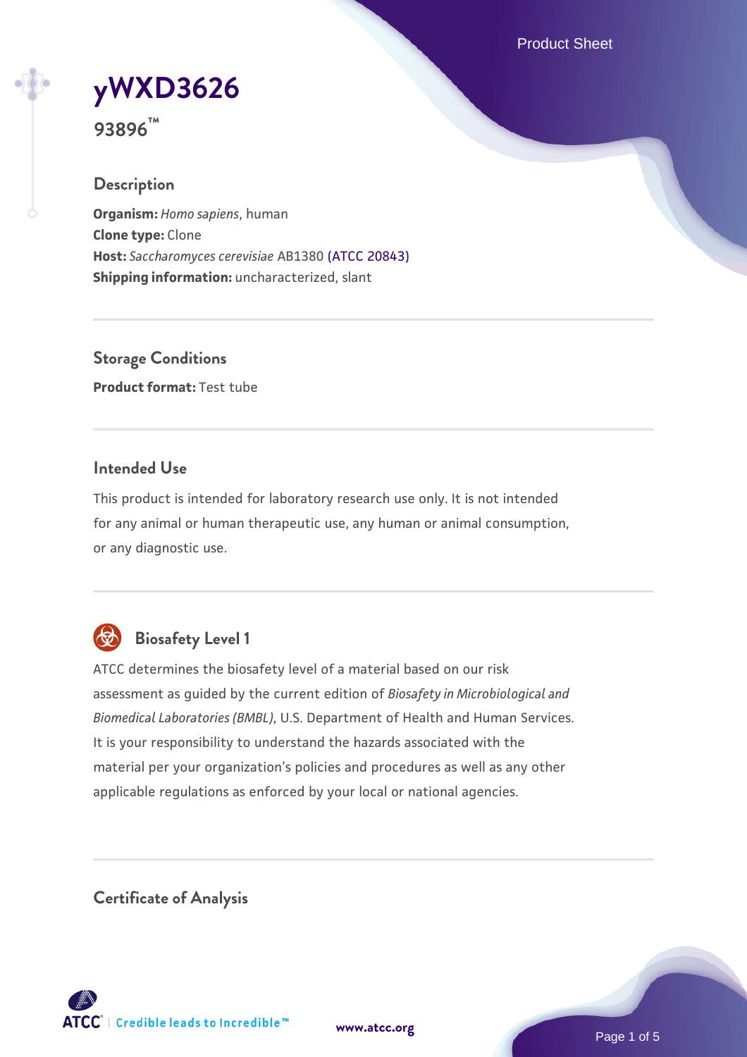# yWXD3626

**93896™**

## Description

**Organism:** *Homo sapiens*, human
**Clone type:** Clone
**Host:** *Saccharomyces cerevisiae* AB1380 (ATCC 20843)
**Shipping information:** uncharacterized, slant

## Storage Conditions

**Product format:** Test tube

## Intended Use

This product is intended for laboratory research use only. It is not intended for any animal or human therapeutic use, any human or animal consumption, or any diagnostic use.

## Biosafety Level 1

ATCC determines the biosafety level of a material based on our risk assessment as guided by the current edition of *Biosafety in Microbiological and Biomedical Laboratories (BMBL)*, U.S. Department of Health and Human Services. It is your responsibility to understand the hazards associated with the material per your organization's policies and procedures as well as any other applicable regulations as enforced by your local or national agencies.

## Certificate of Analysis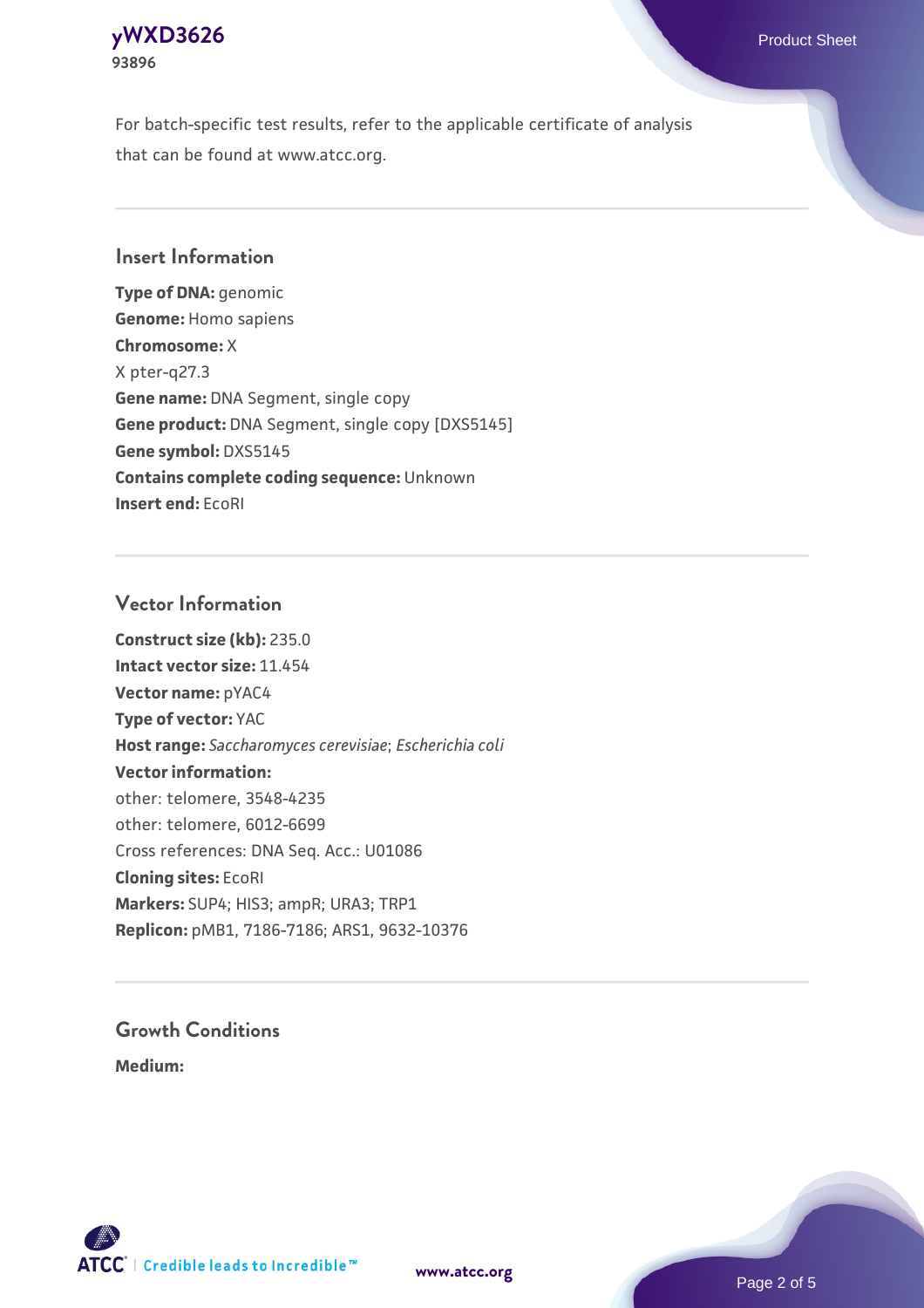For batch-specific test results, refer to the applicable certificate of analysis that can be found at www.atcc.org.

## Insert Information

**Type of DNA:** genomic
**Genome:** Homo sapiens
**Chromosome:** X
X pter-q27.3
**Gene name:** DNA Segment, single copy
**Gene product:** DNA Segment, single copy [DXS5145]
**Gene symbol:** DXS5145
**Contains complete coding sequence:** Unknown
**Insert end:** EcoRI

## Vector Information

**Construct size (kb):** 235.0
**Intact vector size:** 11.454
**Vector name:** pYAC4
**Type of vector:** YAC
**Host range:** *Saccharomyces cerevisiae*; *Escherichia coli*
**Vector information:**
other: telomere, 3548-4235
other: telomere, 6012-6699
Cross references: DNA Seq. Acc.: U01086
**Cloning sites:** EcoRI
**Markers:** SUP4; HIS3; ampR; URA3; TRP1
**Replicon:** pMB1, 7186-7186; ARS1, 9632-10376

## Growth Conditions

**Medium:**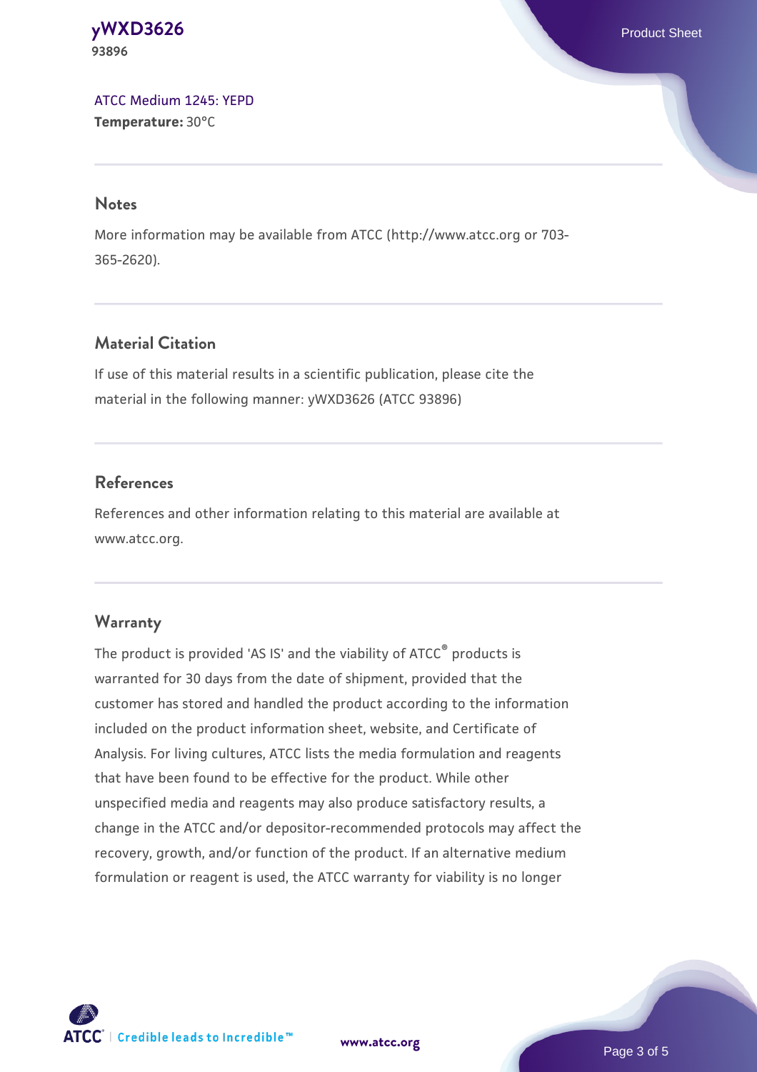ATCC Medium 1245: YEPD
**Temperature:** 30°C

## Notes

More information may be available from ATCC (http://www.atcc.org or 703-365-2620).

## Material Citation

If use of this material results in a scientific publication, please cite the material in the following manner: yWXD3626 (ATCC 93896)

## References

References and other information relating to this material are available at www.atcc.org.

## Warranty

The product is provided 'AS IS' and the viability of ATCC® products is warranted for 30 days from the date of shipment, provided that the customer has stored and handled the product according to the information included on the product information sheet, website, and Certificate of Analysis. For living cultures, ATCC lists the media formulation and reagents that have been found to be effective for the product. While other unspecified media and reagents may also produce satisfactory results, a change in the ATCC and/or depositor-recommended protocols may affect the recovery, growth, and/or function of the product. If an alternative medium formulation or reagent is used, the ATCC warranty for viability is no longer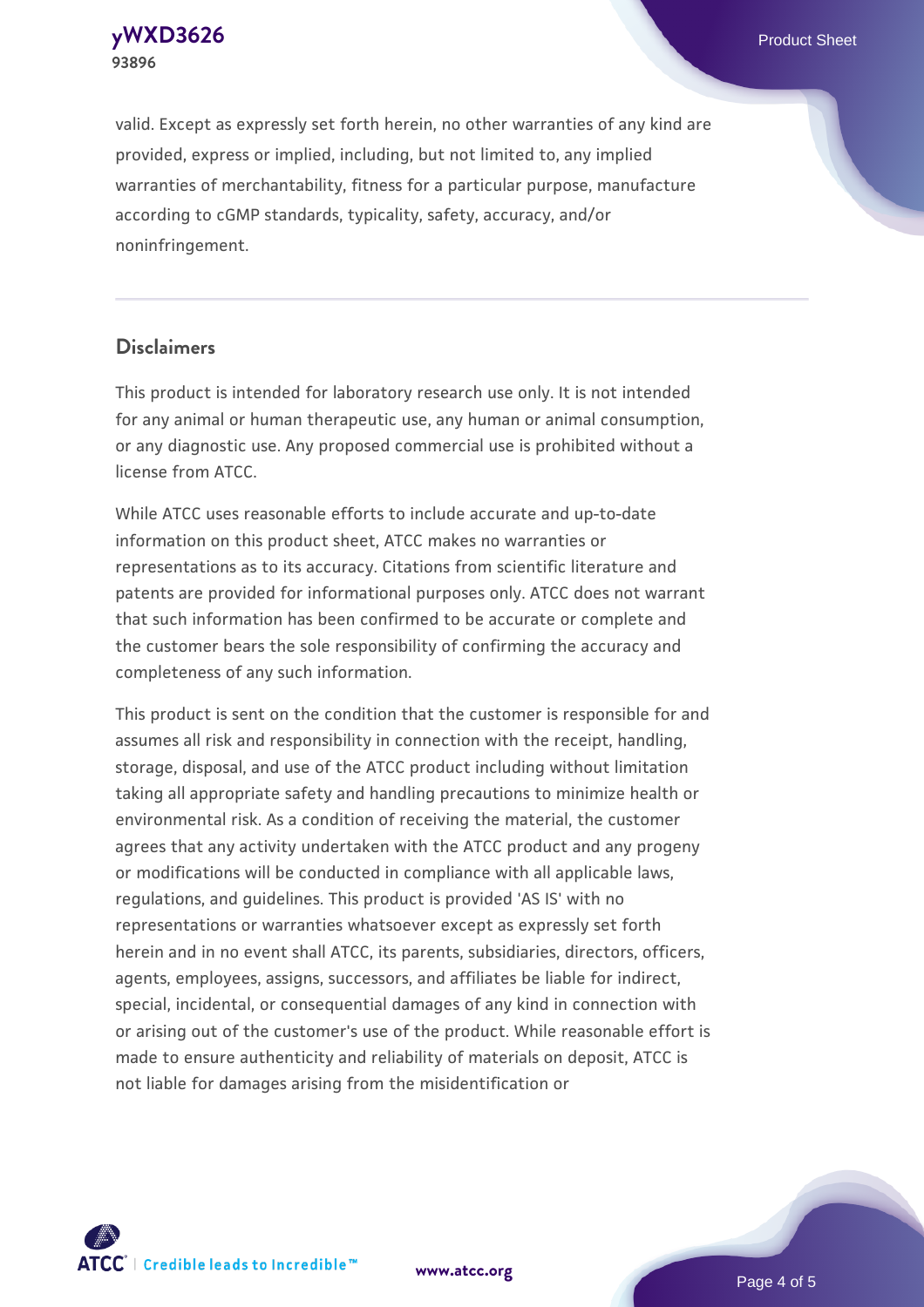valid. Except as expressly set forth herein, no other warranties of any kind are provided, express or implied, including, but not limited to, any implied warranties of merchantability, fitness for a particular purpose, manufacture according to cGMP standards, typicality, safety, accuracy, and/or noninfringement.

## Disclaimers

This product is intended for laboratory research use only. It is not intended for any animal or human therapeutic use, any human or animal consumption, or any diagnostic use. Any proposed commercial use is prohibited without a license from ATCC.

While ATCC uses reasonable efforts to include accurate and up-to-date information on this product sheet, ATCC makes no warranties or representations as to its accuracy. Citations from scientific literature and patents are provided for informational purposes only. ATCC does not warrant that such information has been confirmed to be accurate or complete and the customer bears the sole responsibility of confirming the accuracy and completeness of any such information.

This product is sent on the condition that the customer is responsible for and assumes all risk and responsibility in connection with the receipt, handling, storage, disposal, and use of the ATCC product including without limitation taking all appropriate safety and handling precautions to minimize health or environmental risk. As a condition of receiving the material, the customer agrees that any activity undertaken with the ATCC product and any progeny or modifications will be conducted in compliance with all applicable laws, regulations, and guidelines. This product is provided 'AS IS' with no representations or warranties whatsoever except as expressly set forth herein and in no event shall ATCC, its parents, subsidiaries, directors, officers, agents, employees, assigns, successors, and affiliates be liable for indirect, special, incidental, or consequential damages of any kind in connection with or arising out of the customer's use of the product. While reasonable effort is made to ensure authenticity and reliability of materials on deposit, ATCC is not liable for damages arising from the misidentification or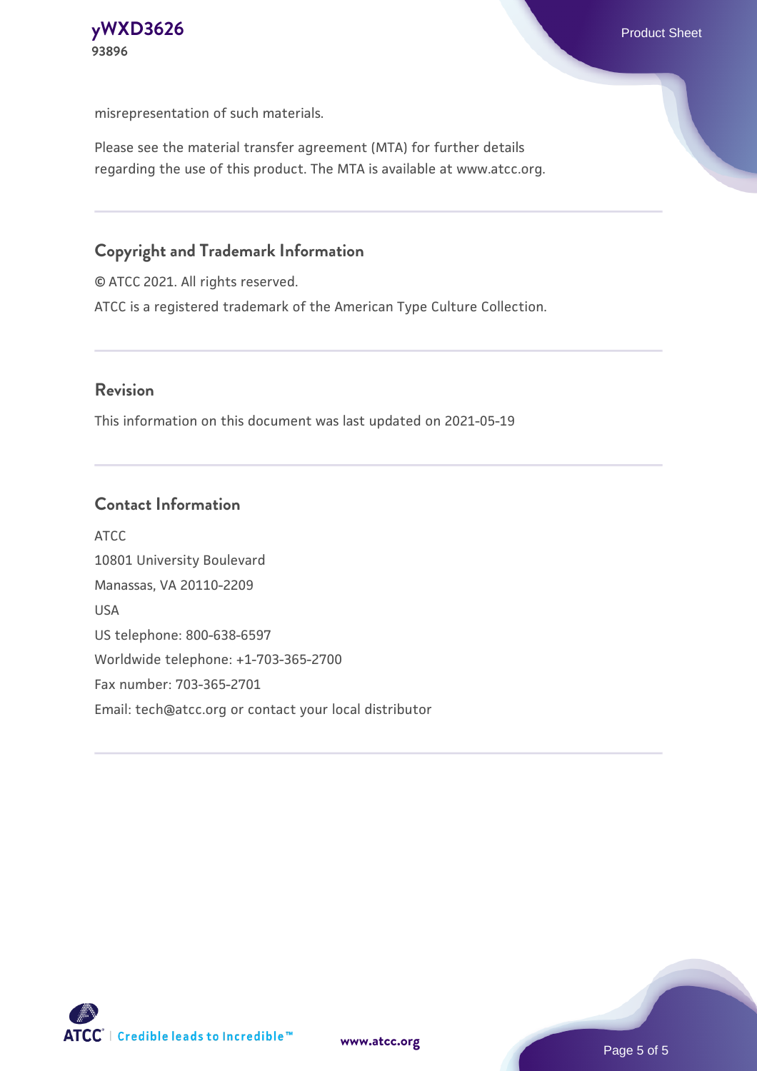misrepresentation of such materials.

Please see the material transfer agreement (MTA) for further details regarding the use of this product. The MTA is available at www.atcc.org.

## Copyright and Trademark Information

© ATCC 2021. All rights reserved.

ATCC is a registered trademark of the American Type Culture Collection.

## Revision

This information on this document was last updated on 2021-05-19

## Contact Information

ATCC
10801 University Boulevard
Manassas, VA 20110-2209
USA
US telephone: 800-638-6597
Worldwide telephone: +1-703-365-2700
Fax number: 703-365-2701
Email: tech@atcc.org or contact your local distributor